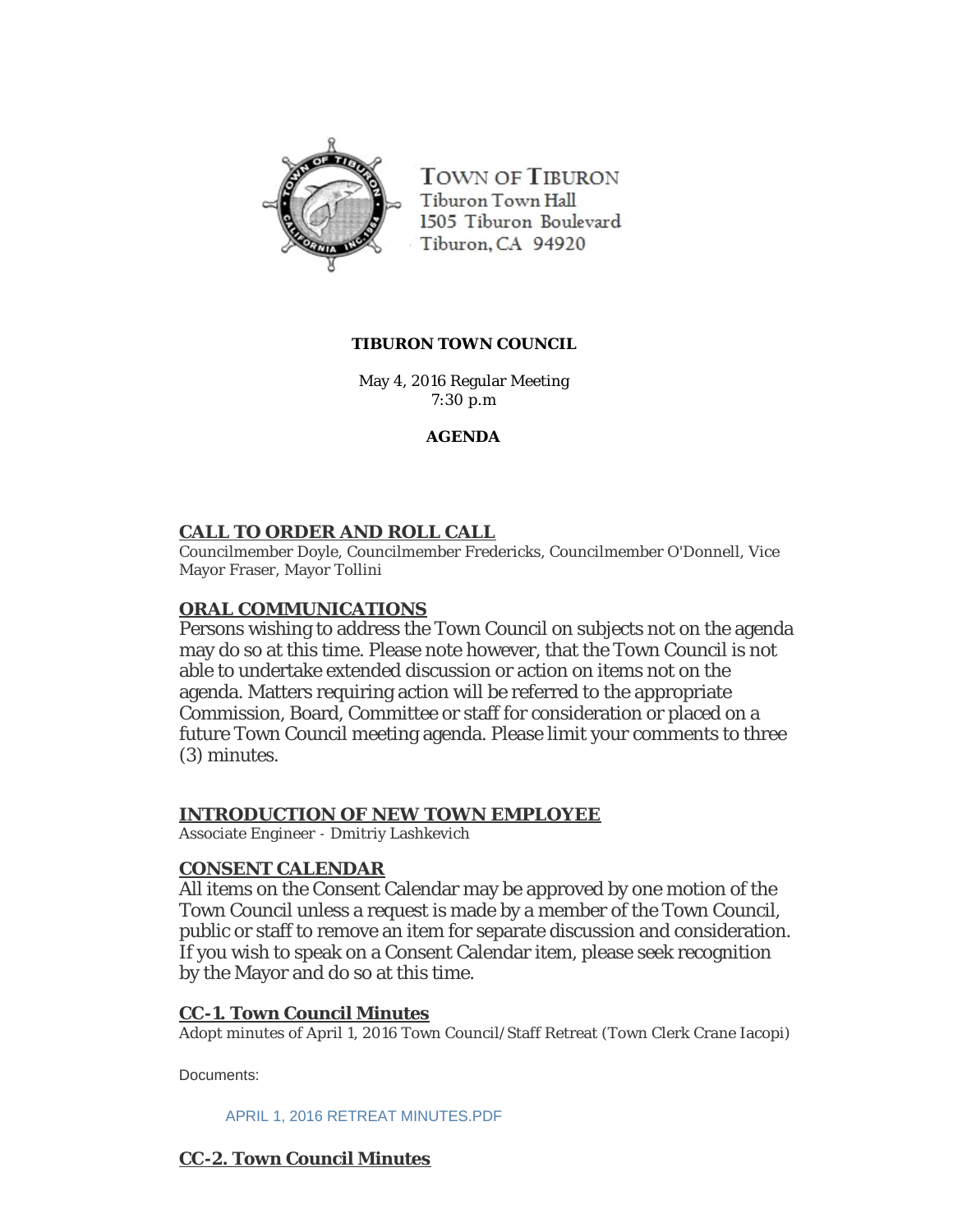TOWN OF TIBURON
Tiburon Town Hall
1505 Tiburon Boulevard
Tiburon, CA 94920

**TIBURON TOWN COUNCIL**

May 4, 2016 Regular Meeting
7:30 p.m

**AGENDA**

## CALL TO ORDER AND ROLL CALL

Councilmember Doyle, Councilmember Fredericks, Councilmember O'Donnell, Vice Mayor Fraser, Mayor Tollini

## ORAL COMMUNICATIONS

Persons wishing to address the Town Council on subjects not on the agenda may do so at this time. Please note however, that the Town Council is not able to undertake extended discussion or action on items not on the agenda. Matters requiring action will be referred to the appropriate Commission, Board, Committee or staff for consideration or placed on a future Town Council meeting agenda. Please limit your comments to three (3) minutes.

## INTRODUCTION OF NEW TOWN EMPLOYEE

Associate Engineer - Dmitriy Lashkevich

## CONSENT CALENDAR

All items on the Consent Calendar may be approved by one motion of the Town Council unless a request is made by a member of the Town Council, public or staff to remove an item for separate discussion and consideration. If you wish to speak on a Consent Calendar item, please seek recognition by the Mayor and do so at this time.

### CC-1. Town Council Minutes

Adopt minutes of April 1, 2016 Town Council/Staff Retreat (Town Clerk Crane Iacopi)

Documents:

APRIL 1, 2016 RETREAT MINUTES.PDF

### CC-2. Town Council Minutes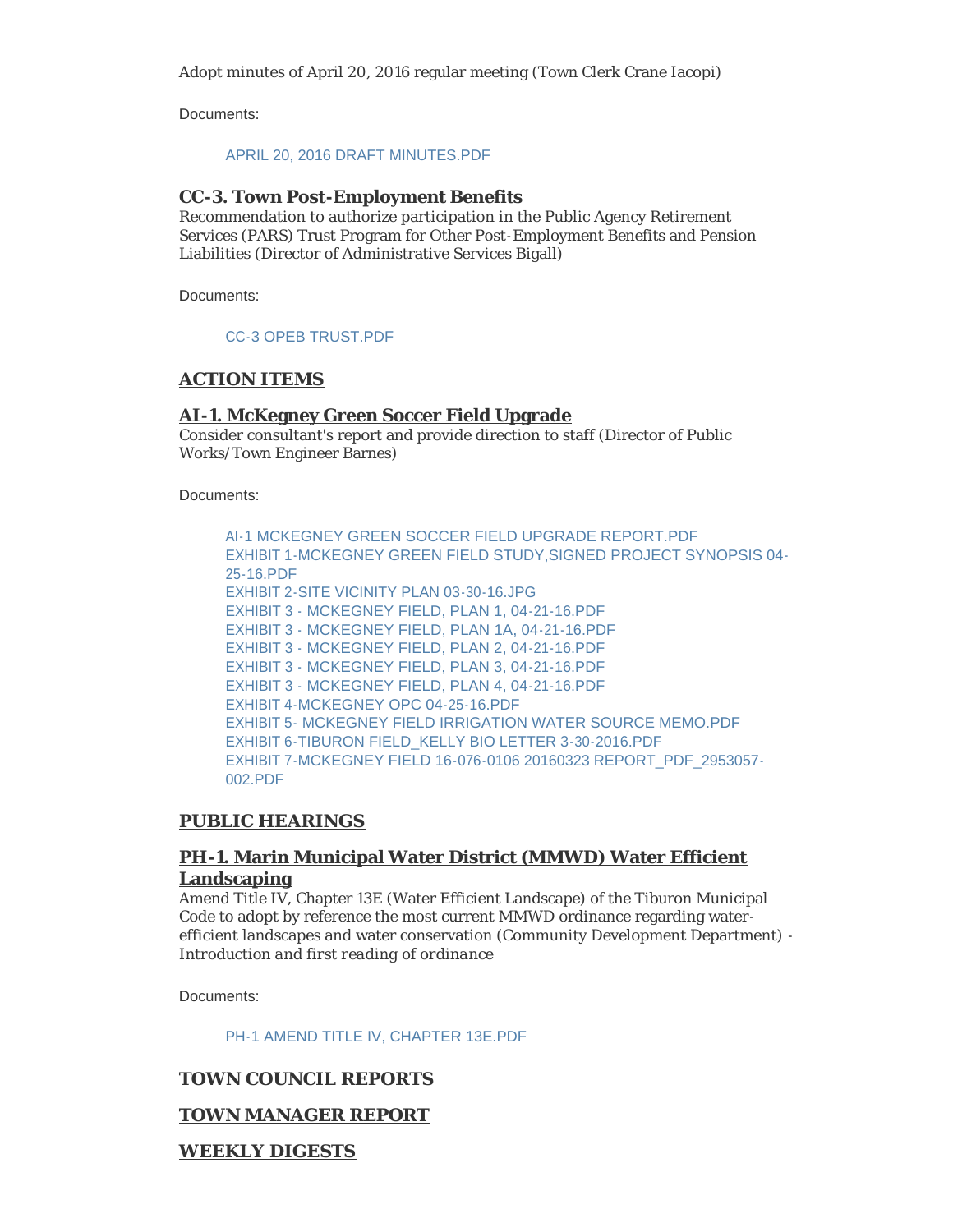Adopt minutes of April 20, 2016 regular meeting (Town Clerk Crane Iacopi)

Documents:

APRIL 20, 2016 DRAFT MINUTES.PDF

### CC-3. Town Post-Employment Benefits

Recommendation to authorize participation in the Public Agency Retirement Services (PARS) Trust Program for Other Post-Employment Benefits and Pension Liabilities (Director of Administrative Services Bigall)

Documents:

CC-3 OPEB TRUST.PDF

## ACTION ITEMS

### AI-1. McKegney Green Soccer Field Upgrade

Consider consultant's report and provide direction to staff (Director of Public Works/Town Engineer Barnes)

Documents:

AI-1 MCKEGNEY GREEN SOCCER FIELD UPGRADE REPORT.PDF
EXHIBIT 1-MCKEGNEY GREEN FIELD STUDY,SIGNED PROJECT SYNOPSIS 04-25-16.PDF
EXHIBIT 2-SITE VICINITY PLAN 03-30-16.JPG
EXHIBIT 3 - MCKEGNEY FIELD, PLAN 1, 04-21-16.PDF
EXHIBIT 3 - MCKEGNEY FIELD, PLAN 1A, 04-21-16.PDF
EXHIBIT 3 - MCKEGNEY FIELD, PLAN 2, 04-21-16.PDF
EXHIBIT 3 - MCKEGNEY FIELD, PLAN 3, 04-21-16.PDF
EXHIBIT 3 - MCKEGNEY FIELD, PLAN 4, 04-21-16.PDF
EXHIBIT 4-MCKEGNEY OPC 04-25-16.PDF
EXHIBIT 5- MCKEGNEY FIELD IRRIGATION WATER SOURCE MEMO.PDF
EXHIBIT 6-TIBURON FIELD_KELLY BIO LETTER 3-30-2016.PDF
EXHIBIT 7-MCKEGNEY FIELD 16-076-0106 20160323 REPORT_PDF_2953057-002.PDF

## PUBLIC HEARINGS

### PH-1. Marin Municipal Water District (MMWD) Water Efficient Landscaping

Amend Title IV, Chapter 13E (Water Efficient Landscape) of the Tiburon Municipal Code to adopt by reference the most current MMWD ordinance regarding water-efficient landscapes and water conservation (Community Development Department) - *Introduction and first reading of ordinance*

Documents:

PH-1 AMEND TITLE IV, CHAPTER 13E.PDF

## TOWN COUNCIL REPORTS

## TOWN MANAGER REPORT

## WEEKLY DIGESTS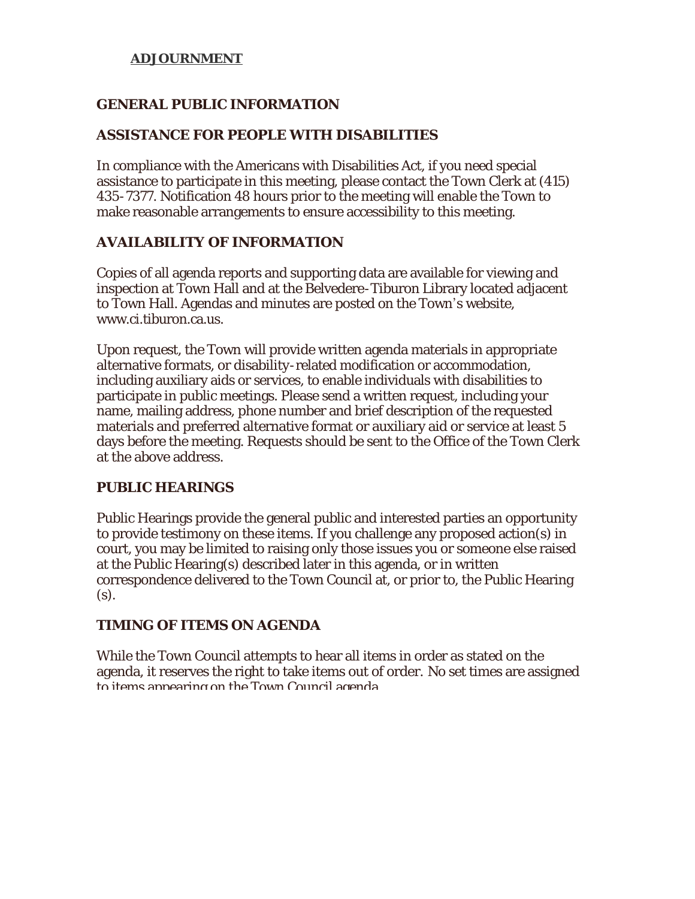**ADJOURNMENT**

## GENERAL PUBLIC INFORMATION

## ASSISTANCE FOR PEOPLE WITH DISABILITIES

In compliance with the Americans with Disabilities Act, if you need special assistance to participate in this meeting, please contact the Town Clerk at (415) 435-7377. Notification 48 hours prior to the meeting will enable the Town to make reasonable arrangements to ensure accessibility to this meeting.

## AVAILABILITY OF INFORMATION

Copies of all agenda reports and supporting data are available for viewing and inspection at Town Hall and at the Belvedere-Tiburon Library located adjacent to Town Hall. Agendas and minutes are posted on the Town's website, www.ci.tiburon.ca.us.

Upon request, the Town will provide written agenda materials in appropriate alternative formats, or disability-related modification or accommodation, including auxiliary aids or services, to enable individuals with disabilities to participate in public meetings. Please send a written request, including your name, mailing address, phone number and brief description of the requested materials and preferred alternative format or auxiliary aid or service at least 5 days before the meeting. Requests should be sent to the Office of the Town Clerk at the above address.

## PUBLIC HEARINGS

Public Hearings provide the general public and interested parties an opportunity to provide testimony on these items. If you challenge any proposed action(s) in court, you may be limited to raising only those issues you or someone else raised at the Public Hearing(s) described later in this agenda, or in written correspondence delivered to the Town Council at, or prior to, the Public Hearing (s).

## TIMING OF ITEMS ON AGENDA

While the Town Council attempts to hear all items in order as stated on the agenda, it reserves the right to take items out of order. No set times are assigned to items appearing on the Town Council agenda.